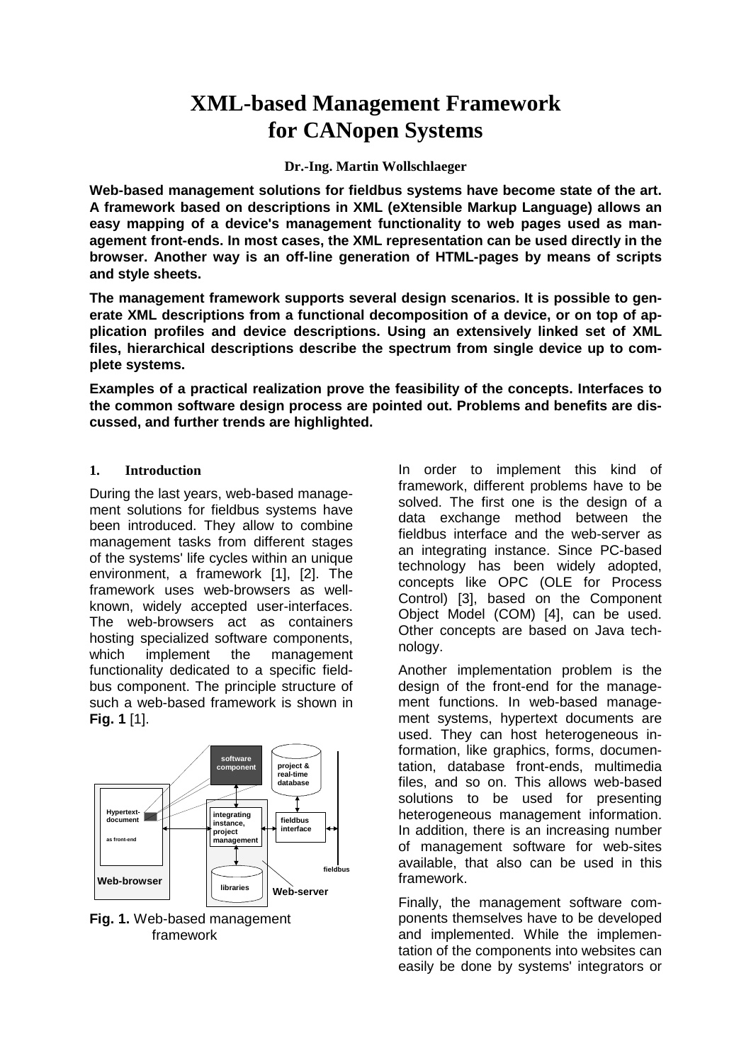# XML-based Management Framework for CANopen Systems

**Dr.-Ing. Martin Wollschlaeger**

**Web-based management solutions for fieldbus systems have become state of the art. A framework based on descriptions in XML (eXtensible Markup Language) allows an easy mapping of a device's management functionality to web pages used as management front-ends. In most cases, the XML representation can be used directly in the browser. Another way is an off-line generation of HTML-pages by means of scripts and style sheets.**

**The management framework supports several design scenarios. It is possible to generate XML descriptions from a functional decomposition of a device, or on top of application profiles and device descriptions. Using an extensively linked set of XML files, hierarchical descriptions describe the spectrum from single device up to complete systems.**

**Examples of a practical realization prove the feasibility of the concepts. Interfaces to the common software design process are pointed out. Problems and benefits are discussed, and further trends are highlighted.**

## 1. Introduction

During the last years, web-based management solutions for fieldbus systems have been introduced. They allow to combine management tasks from different stages of the systems' life cycles within an unique environment, a framework [1], [2]. The framework uses web-browsers as well-known, widely accepted user-interfaces. The web-browsers act as containers hosting specialized software components, which implement the management functionality dedicated to a specific fieldbus component. The principle structure of such a web-based framework is shown in **Fig. 1** [1].

software component
project & real-time database
Hypertext-document
as front-end
integrating instance, project management
fieldbus interface
fieldbus
Web-browser
libraries
Web-server

**Fig. 1.** Web-based management framework

In order to implement this kind of framework, different problems have to be solved. The first one is the design of a data exchange method between the fieldbus interface and the web-server as an integrating instance. Since PC-based technology has been widely adopted, concepts like OPC (OLE for Process Control) [3], based on the Component Object Model (COM) [4], can be used. Other concepts are based on Java technology.

Another implementation problem is the design of the front-end for the management functions. In web-based management systems, hypertext documents are used. They can host heterogeneous information, like graphics, forms, documentation, database front-ends, multimedia files, and so on. This allows web-based solutions to be used for presenting heterogeneous management information. In addition, there is an increasing number of management software for web-sites available, that also can be used in this framework.

Finally, the management software components themselves have to be developed and implemented. While the implementation of the components into websites can easily be done by systems' integrators or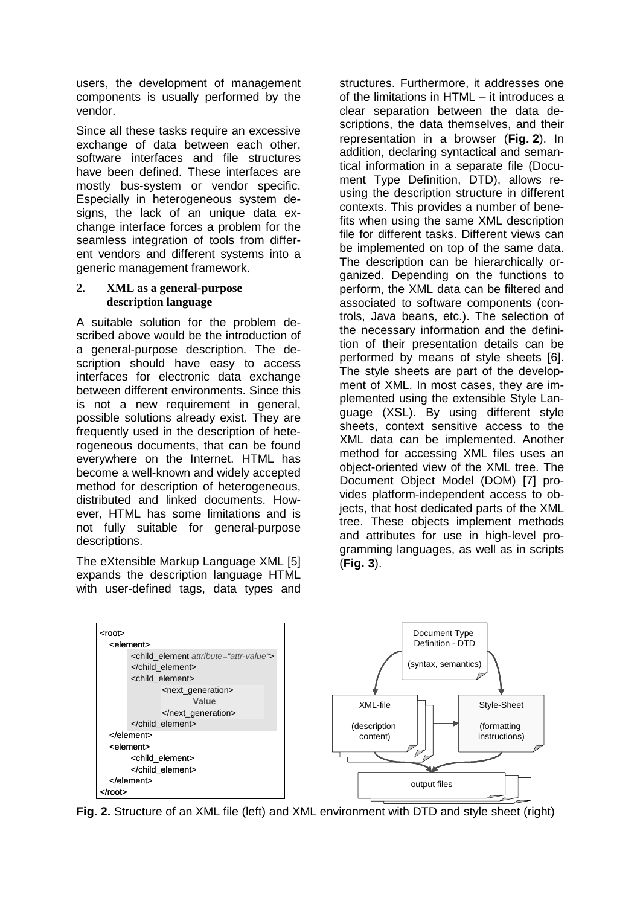users, the development of management components is usually performed by the vendor.

Since all these tasks require an excessive exchange of data between each other, software interfaces and file structures have been defined. These interfaces are mostly bus-system or vendor specific. Especially in heterogeneous system designs, the lack of an unique data exchange interface forces a problem for the seamless integration of tools from different vendors and different systems into a generic management framework.

## 2. XML as a general-purpose description language

A suitable solution for the problem described above would be the introduction of a general-purpose description. The description should have easy to access interfaces for electronic data exchange between different environments. Since this is not a new requirement in general, possible solutions already exist. They are frequently used in the description of heterogeneous documents, that can be found everywhere on the Internet. HTML has become a well-known and widely accepted method for description of heterogeneous, distributed and linked documents. However, HTML has some limitations and is not fully suitable for general-purpose descriptions.

The eXtensible Markup Language XML [5] expands the description language HTML with user-defined tags, data types and structures. Furthermore, it addresses one of the limitations in HTML – it introduces a clear separation between the data descriptions, the data themselves, and their representation in a browser (**Fig. 2**). In addition, declaring syntactical and semantical information in a separate file (Document Type Definition, DTD), allows reusing the description structure in different contexts. This provides a number of benefits when using the same XML description file for different tasks. Different views can be implemented on top of the same data. The description can be hierarchically organized. Depending on the functions to perform, the XML data can be filtered and associated to software components (controls, Java beans, etc.). The selection of the necessary information and the definition of their presentation details can be performed by means of style sheets [6]. The style sheets are part of the development of XML. In most cases, they are implemented using the extensible Style Language (XSL). By using different style sheets, context sensitive access to the XML data can be implemented. Another method for accessing XML files uses an object-oriented view of the XML tree. The Document Object Model (DOM) [7] provides platform-independent access to objects, that host dedicated parts of the XML tree. These objects implement methods and attributes for use in high-level programming languages, as well as in scripts (**Fig. 3**).

```
<root>
  <element>
      <child_element attribute="attr-value">
      </child_element>
      <child_element>
          <next_generation>
              Value
          </next_generation>
      </child_element>
  </element>
  <element>
      <child_element>
      </child_element>
  </element>
</root>
```

Document Type Definition - DTD

(syntax, semantics)

XML-file

(description content)

Style-Sheet

(formatting instructions)

output files

**Fig. 2.** Structure of an XML file (left) and XML environment with DTD and style sheet (right)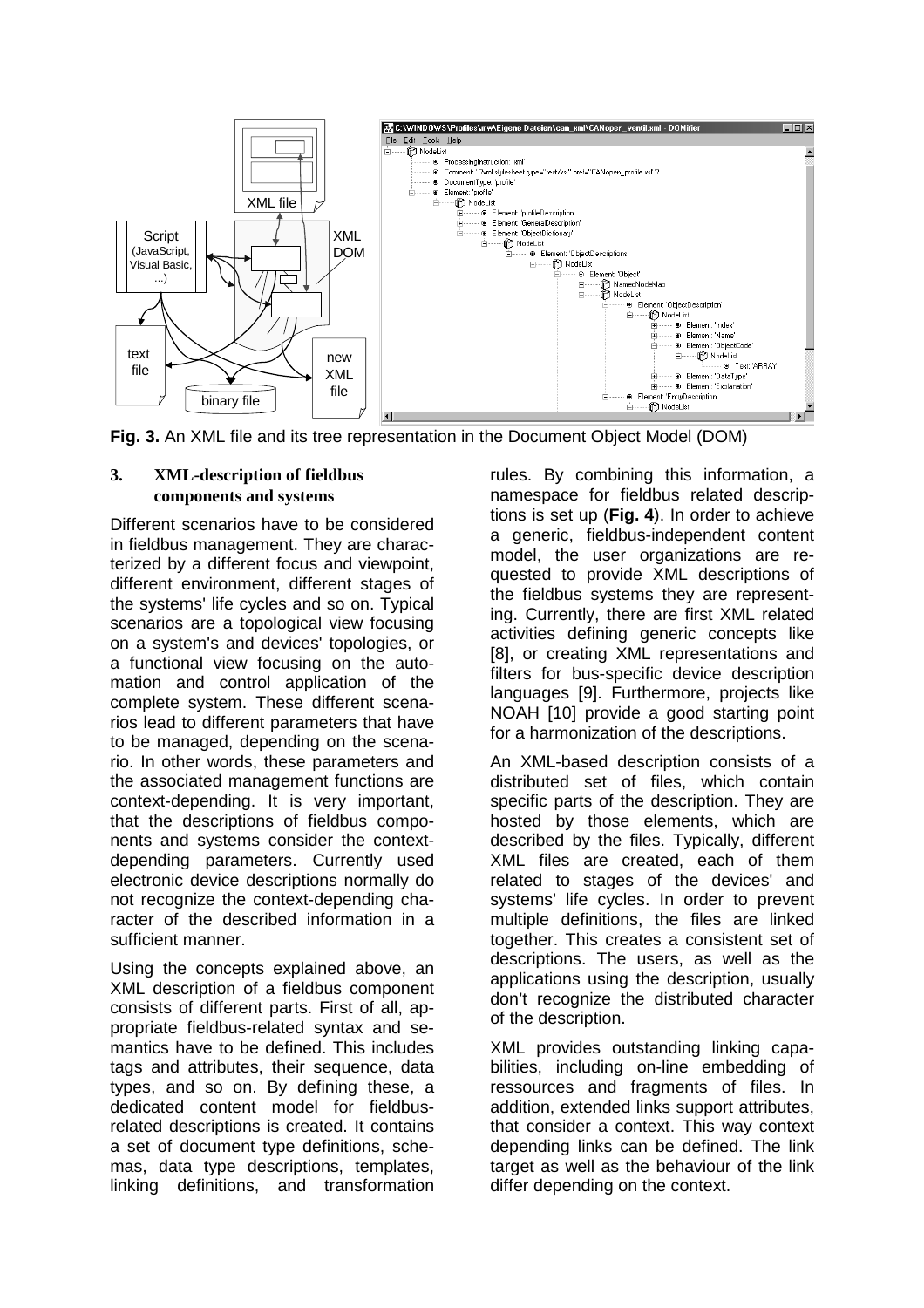Script (JavaScript, Visual Basic, ...)

XML file

XML DOM

text file

binary file

new XML file

C:\WINDOWS\Profiles\mw\Eigene Dateien\can_xml\CANopen_ventil.xml - DOMifier

File Edit Tools Help

NodeList
ProcessingInstruction: 'xml'
Comment: '?xml stylesheet type="text/xsl" href="CANopen_profile.xsl"? '
DocumentType: 'profile'
Element: 'profile'
NodeList
Element: 'profileDescription'
Element: 'GeneralDescription'
Element: 'ObjectDictionary'
NodeList
Element: 'ObjectDescriptions'
NodeList
Element: 'Object'
NamedNodeMap
NodeList
Element: 'ObjectDescription'
NodeList
Element: 'Index'
Element: 'Name'
Element: 'ObjectCode'
NodeList
Text: 'ARRAY'
Element: 'DataType'
Element: 'Explanation'
Element: 'EntryDescription'
NodeList

**Fig. 3.** An XML file and its tree representation in the Document Object Model (DOM)

## 3. XML-description of fieldbus components and systems

Different scenarios have to be considered in fieldbus management. They are characterized by a different focus and viewpoint, different environment, different stages of the systems' life cycles and so on. Typical scenarios are a topological view focusing on a system's and devices' topologies, or a functional view focusing on the automation and control application of the complete system. These different scenarios lead to different parameters that have to be managed, depending on the scenario. In other words, these parameters and the associated management functions are context-depending. It is very important, that the descriptions of fieldbus components and systems consider the context-depending parameters. Currently used electronic device descriptions normally do not recognize the context-depending character of the described information in a sufficient manner.

Using the concepts explained above, an XML description of a fieldbus component consists of different parts. First of all, appropriate fieldbus-related syntax and semantics have to be defined. This includes tags and attributes, their sequence, data types, and so on. By defining these, a dedicated content model for fieldbus-related descriptions is created. It contains a set of document type definitions, schemas, data type descriptions, templates, linking definitions, and transformation rules. By combining this information, a namespace for fieldbus related descriptions is set up (**Fig. 4**). In order to achieve a generic, fieldbus-independent content model, the user organizations are requested to provide XML descriptions of the fieldbus systems they are representing. Currently, there are first XML related activities defining generic concepts like [8], or creating XML representations and filters for bus-specific device description languages [9]. Furthermore, projects like NOAH [10] provide a good starting point for a harmonization of the descriptions.

An XML-based description consists of a distributed set of files, which contain specific parts of the description. They are hosted by those elements, which are described by the files. Typically, different XML files are created, each of them related to stages of the devices' and systems' life cycles. In order to prevent multiple definitions, the files are linked together. This creates a consistent set of descriptions. The users, as well as the applications using the description, usually don't recognize the distributed character of the description.

XML provides outstanding linking capabilities, including on-line embedding of ressources and fragments of files. In addition, extended links support attributes, that consider a context. This way context depending links can be defined. The link target as well as the behaviour of the link differ depending on the context.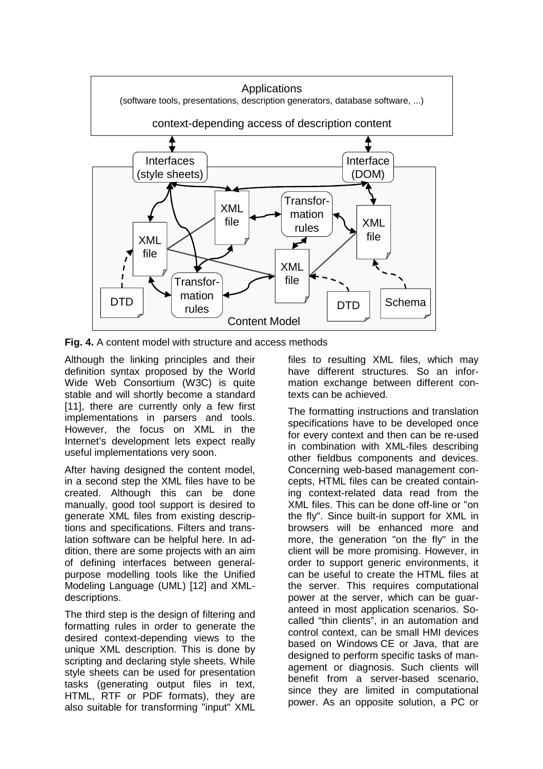Applications
(software tools, presentations, description generators, database software, ...)
context-depending access of description content

Interfaces (style sheets)
Interface (DOM)

XML file
Transformation rules
XML file
XML file
XML file
Transformation rules
DTD
DTD
Schema
Content Model

**Fig. 4.** A content model with structure and access methods

Although the linking principles and their definition syntax proposed by the World Wide Web Consortium (W3C) is quite stable and will shortly become a standard [11], there are currently only a few first implementations in parsers and tools. However, the focus on XML in the Internet's development lets expect really useful implementations very soon.

After having designed the content model, in a second step the XML files have to be created. Although this can be done manually, good tool support is desired to generate XML files from existing descriptions and specifications. Filters and translation software can be helpful here. In addition, there are some projects with an aim of defining interfaces between general-purpose modelling tools like the Unified Modeling Language (UML) [12] and XML-descriptions.

The third step is the design of filtering and formatting rules in order to generate the desired context-depending views to the unique XML description. This is done by scripting and declaring style sheets. While style sheets can be used for presentation tasks (generating output files in text, HTML, RTF or PDF formats), they are also suitable for transforming "input" XML files to resulting XML files, which may have different structures. So an information exchange between different contexts can be achieved.

The formatting instructions and translation specifications have to be developed once for every context and then can be re-used in combination with XML-files describing other fieldbus components and devices. Concerning web-based management concepts, HTML files can be created containing context-related data read from the XML files. This can be done off-line or "on the fly". Since built-in support for XML in browsers will be enhanced more and more, the generation "on the fly" in the client will be more promising. However, in order to support generic environments, it can be useful to create the HTML files at the server. This requires computational power at the server, which can be guaranteed in most application scenarios. So-called "thin clients", in an automation and control context, can be small HMI devices based on Windows CE or Java, that are designed to perform specific tasks of management or diagnosis. Such clients will benefit from a server-based scenario, since they are limited in computational power. As an opposite solution, a PC or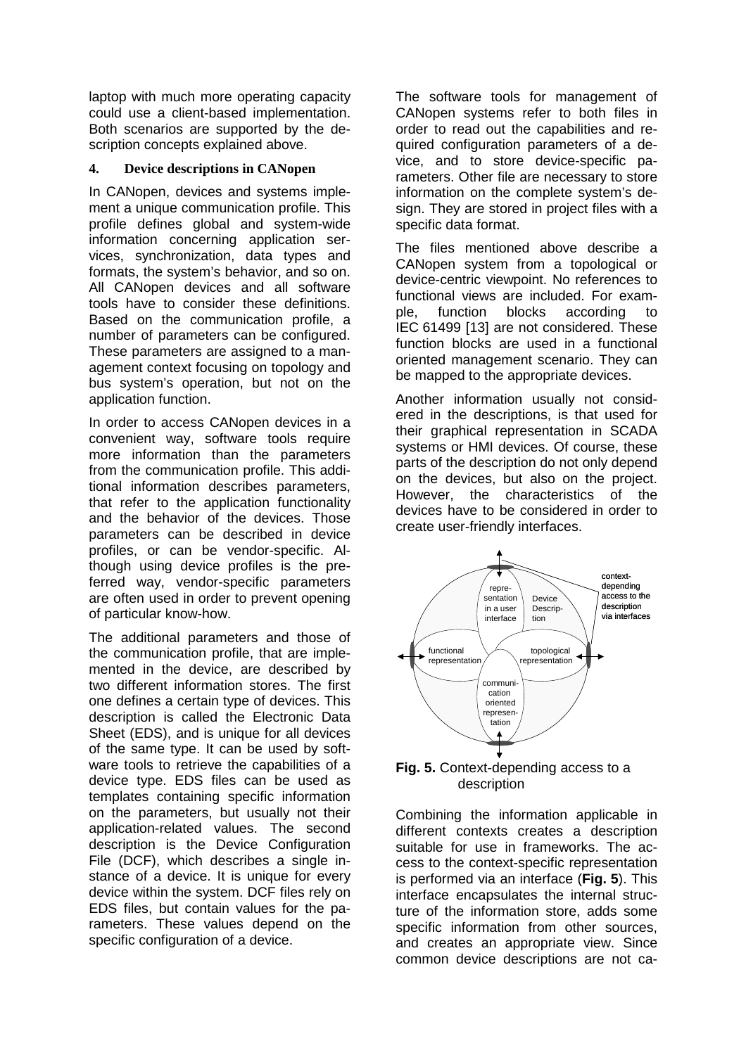laptop with much more operating capacity could use a client-based implementation. Both scenarios are supported by the description concepts explained above.

## 4. Device descriptions in CANopen

In CANopen, devices and systems implement a unique communication profile. This profile defines global and system-wide information concerning application services, synchronization, data types and formats, the system's behavior, and so on. All CANopen devices and all software tools have to consider these definitions. Based on the communication profile, a number of parameters can be configured. These parameters are assigned to a management context focusing on topology and bus system's operation, but not on the application function.

In order to access CANopen devices in a convenient way, software tools require more information than the parameters from the communication profile. This additional information describes parameters, that refer to the application functionality and the behavior of the devices. Those parameters can be described in device profiles, or can be vendor-specific. Although using device profiles is the preferred way, vendor-specific parameters are often used in order to prevent opening of particular know-how.

The additional parameters and those of the communication profile, that are implemented in the device, are described by two different information stores. The first one defines a certain type of devices. This description is called the Electronic Data Sheet (EDS), and is unique for all devices of the same type. It can be used by software tools to retrieve the capabilities of a device type. EDS files can be used as templates containing specific information on the parameters, but usually not their application-related values. The second description is the Device Configuration File (DCF), which describes a single instance of a device. It is unique for every device within the system. DCF files rely on EDS files, but contain values for the parameters. These values depend on the specific configuration of a device.

The software tools for management of CANopen systems refer to both files in order to read out the capabilities and required configuration parameters of a device, and to store device-specific parameters. Other file are necessary to store information on the complete system's design. They are stored in project files with a specific data format.

The files mentioned above describe a CANopen system from a topological or device-centric viewpoint. No references to functional views are included. For example, function blocks according to IEC 61499 [13] are not considered. These function blocks are used in a functional oriented management scenario. They can be mapped to the appropriate devices.

Another information usually not considered in the descriptions, is that used for their graphical representation in SCADA systems or HMI devices. Of course, these parts of the description do not only depend on the devices, but also on the project. However, the characteristics of the devices have to be considered in order to create user-friendly interfaces.

representation in a user interface

Device Description

context-depending access to the description via interfaces

functional representation

topological representation

communication oriented representation

**Fig. 5.** Context-depending access to a description

Combining the information applicable in different contexts creates a description suitable for use in frameworks. The access to the context-specific representation is performed via an interface (**Fig. 5**). This interface encapsulates the internal structure of the information store, adds some specific information from other sources, and creates an appropriate view. Since common device descriptions are not ca-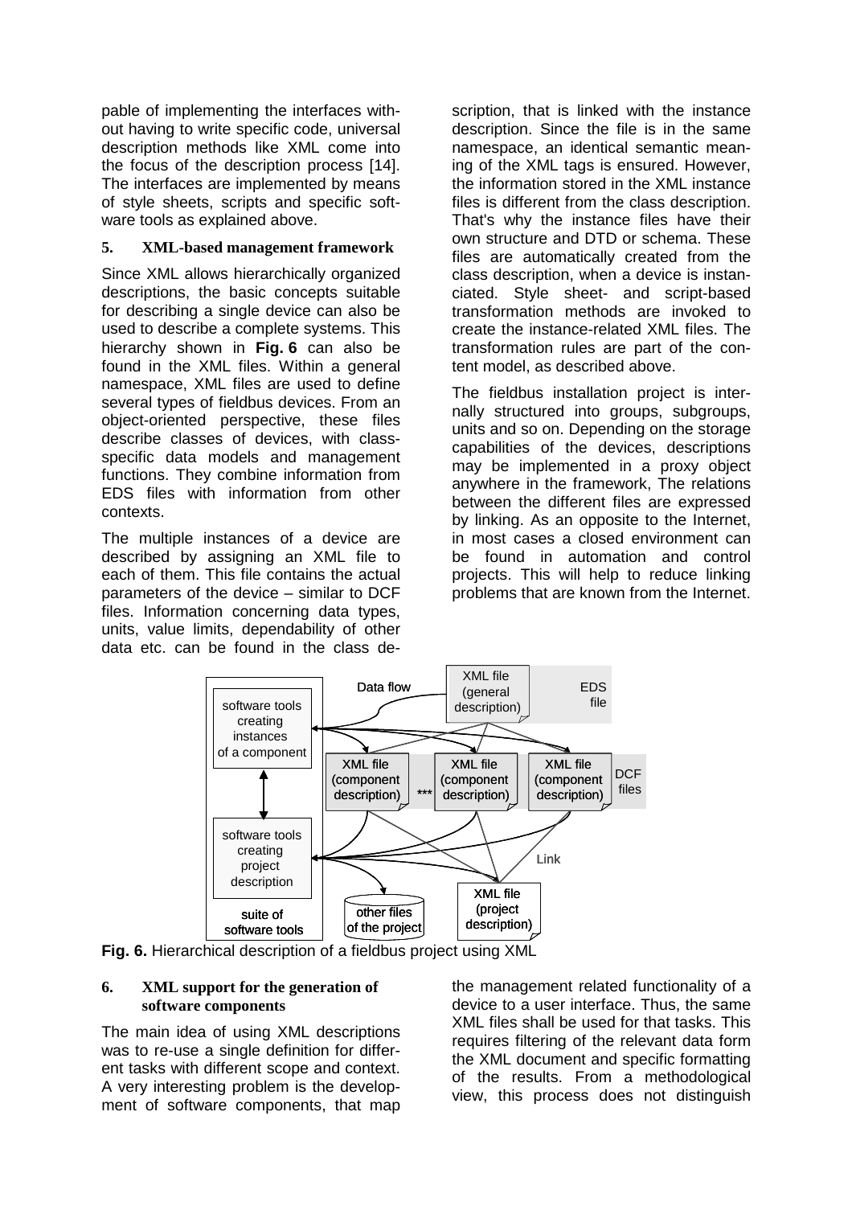pable of implementing the interfaces without having to write specific code, universal description methods like XML come into the focus of the description process [14]. The interfaces are implemented by means of style sheets, scripts and specific software tools as explained above.

## 5. XML-based management framework

Since XML allows hierarchically organized descriptions, the basic concepts suitable for describing a single device can also be used to describe a complete systems. This hierarchy shown in **Fig. 6** can also be found in the XML files. Within a general namespace, XML files are used to define several types of fieldbus devices. From an object-oriented perspective, these files describe classes of devices, with class-specific data models and management functions. They combine information from EDS files with information from other contexts.

The multiple instances of a device are described by assigning an XML file to each of them. This file contains the actual parameters of the device – similar to DCF files. Information concerning data types, units, value limits, dependability of other data etc. can be found in the class description, that is linked with the instance description. Since the file is in the same namespace, an identical semantic meaning of the XML tags is ensured. However, the information stored in the XML instance files is different from the class description. That's why the instance files have their own structure and DTD or schema. These files are automatically created from the class description, when a device is instanciated. Style sheet- and script-based transformation methods are invoked to create the instance-related XML files. The transformation rules are part of the content model, as described above.

The fieldbus installation project is internally structured into groups, subgroups, units and so on. Depending on the storage capabilities of the devices, descriptions may be implemented in a proxy object anywhere in the framework, The relations between the different files are expressed by linking. As an opposite to the Internet, in most cases a closed environment can be found in automation and control projects. This will help to reduce linking problems that are known from the Internet.

Data flow
XML file (general description)
EDS file
software tools creating instances of a component
XML file (component description)
***
XML file (component description)
XML file (component description)
DCF files
software tools creating project description
Link
XML file (project description)
other files of the project
suite of software tools

**Fig. 6.** Hierarchical description of a fieldbus project using XML

## 6. XML support for the generation of software components

The main idea of using XML descriptions was to re-use a single definition for different tasks with different scope and context. A very interesting problem is the development of software components, that map the management related functionality of a device to a user interface. Thus, the same XML files shall be used for that tasks. This requires filtering of the relevant data form the XML document and specific formatting of the results. From a methodological view, this process does not distinguish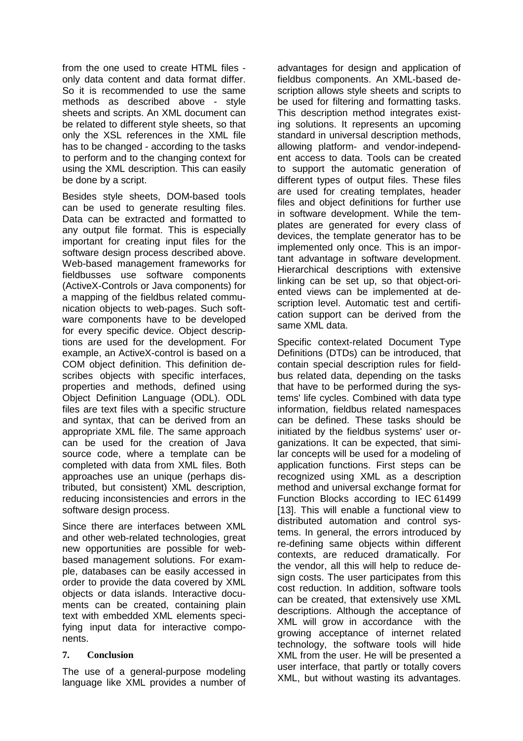from the one used to create HTML files - only data content and data format differ. So it is recommended to use the same methods as described above - style sheets and scripts. An XML document can be related to different style sheets, so that only the XSL references in the XML file has to be changed - according to the tasks to perform and to the changing context for using the XML description. This can easily be done by a script.

Besides style sheets, DOM-based tools can be used to generate resulting files. Data can be extracted and formatted to any output file format. This is especially important for creating input files for the software design process described above. Web-based management frameworks for fieldbusses use software components (ActiveX-Controls or Java components) for a mapping of the fieldbus related communication objects to web-pages. Such software components have to be developed for every specific device. Object descriptions are used for the development. For example, an ActiveX-control is based on a COM object definition. This definition describes objects with specific interfaces, properties and methods, defined using Object Definition Language (ODL). ODL files are text files with a specific structure and syntax, that can be derived from an appropriate XML file. The same approach can be used for the creation of Java source code, where a template can be completed with data from XML files. Both approaches use an unique (perhaps distributed, but consistent) XML description, reducing inconsistencies and errors in the software design process.

Since there are interfaces between XML and other web-related technologies, great new opportunities are possible for web-based management solutions. For example, databases can be easily accessed in order to provide the data covered by XML objects or data islands. Interactive documents can be created, containing plain text with embedded XML elements specifying input data for interactive components.

## 7. Conclusion

The use of a general-purpose modeling language like XML provides a number of advantages for design and application of fieldbus components. An XML-based description allows style sheets and scripts to be used for filtering and formatting tasks. This description method integrates existing solutions. It represents an upcoming standard in universal description methods, allowing platform- and vendor-independent access to data. Tools can be created to support the automatic generation of different types of output files. These files are used for creating templates, header files and object definitions for further use in software development. While the templates are generated for every class of devices, the template generator has to be implemented only once. This is an important advantage in software development. Hierarchical descriptions with extensive linking can be set up, so that object-oriented views can be implemented at description level. Automatic test and certification support can be derived from the same XML data.

Specific context-related Document Type Definitions (DTDs) can be introduced, that contain special description rules for fieldbus related data, depending on the tasks that have to be performed during the systems' life cycles. Combined with data type information, fieldbus related namespaces can be defined. These tasks should be initiated by the fieldbus systems' user organizations. It can be expected, that similar concepts will be used for a modeling of application functions. First steps can be recognized using XML as a description method and universal exchange format for Function Blocks according to IEC 61499 [13]. This will enable a functional view to distributed automation and control systems. In general, the errors introduced by re-defining same objects within different contexts, are reduced dramatically. For the vendor, all this will help to reduce design costs. The user participates from this cost reduction. In addition, software tools can be created, that extensively use XML descriptions. Although the acceptance of XML will grow in accordance with the growing acceptance of internet related technology, the software tools will hide XML from the user. He will be presented a user interface, that partly or totally covers XML, but without wasting its advantages.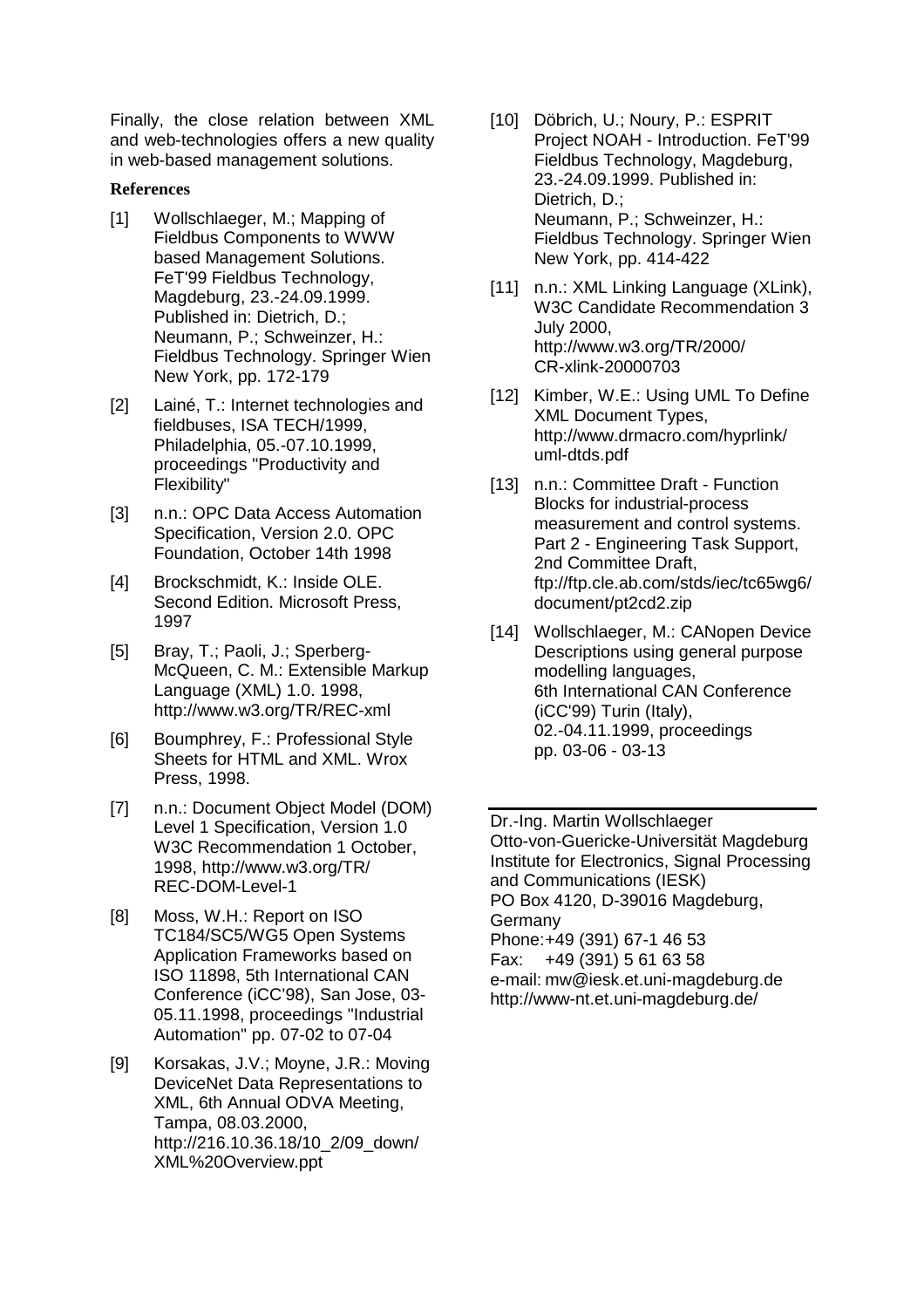Finally, the close relation between XML and web-technologies offers a new quality in web-based management solutions.

**References**

[1] Wollschlaeger, M.; Mapping of Fieldbus Components to WWW based Management Solutions. FeT'99 Fieldbus Technology, Magdeburg, 23.-24.09.1999. Published in: Dietrich, D.; Neumann, P.; Schweinzer, H.: Fieldbus Technology. Springer Wien New York, pp. 172-179

[2] Lainé, T.: Internet technologies and fieldbuses, ISA TECH/1999, Philadelphia, 05.-07.10.1999, proceedings "Productivity and Flexibility"

[3] n.n.: OPC Data Access Automation Specification, Version 2.0. OPC Foundation, October 14th 1998

[4] Brockschmidt, K.: Inside OLE. Second Edition. Microsoft Press, 1997

[5] Bray, T.; Paoli, J.; Sperberg-McQueen, C. M.: Extensible Markup Language (XML) 1.0. 1998, http://www.w3.org/TR/REC-xml

[6] Boumphrey, F.: Professional Style Sheets for HTML and XML. Wrox Press, 1998.

[7] n.n.: Document Object Model (DOM) Level 1 Specification, Version 1.0 W3C Recommendation 1 October, 1998, http://www.w3.org/TR/REC-DOM-Level-1

[8] Moss, W.H.: Report on ISO TC184/SC5/WG5 Open Systems Application Frameworks based on ISO 11898, 5th International CAN Conference (iCC'98), San Jose, 03-05.11.1998, proceedings "Industrial Automation" pp. 07-02 to 07-04

[9] Korsakas, J.V.; Moyne, J.R.: Moving DeviceNet Data Representations to XML, 6th Annual ODVA Meeting, Tampa, 08.03.2000, http://216.10.36.18/10_2/09_down/XML%20Overview.ppt

[10] Döbrich, U.; Noury, P.: ESPRIT Project NOAH - Introduction. FeT'99 Fieldbus Technology, Magdeburg, 23.-24.09.1999. Published in: Dietrich, D.; Neumann, P.; Schweinzer, H.: Fieldbus Technology. Springer Wien New York, pp. 414-422

[11] n.n.: XML Linking Language (XLink), W3C Candidate Recommendation 3 July 2000, http://www.w3.org/TR/2000/CR-xlink-20000703

[12] Kimber, W.E.: Using UML To Define XML Document Types, http://www.drmacro.com/hyprlink/uml-dtds.pdf

[13] n.n.: Committee Draft - Function Blocks for industrial-process measurement and control systems. Part 2 - Engineering Task Support, 2nd Committee Draft, ftp://ftp.cle.ab.com/stds/iec/tc65wg6/document/pt2cd2.zip

[14] Wollschlaeger, M.: CANopen Device Descriptions using general purpose modelling languages, 6th International CAN Conference (iCC'99) Turin (Italy), 02.-04.11.1999, proceedings pp. 03-06 - 03-13

---

Dr.-Ing. Martin Wollschlaeger
Otto-von-Guericke-Universität Magdeburg
Institute for Electronics, Signal Processing and Communications (IESK)
PO Box 4120, D-39016 Magdeburg, Germany
Phone: +49 (391) 67-1 46 53
Fax: +49 (391) 5 61 63 58
e-mail: mw@iesk.et.uni-magdeburg.de
http://www-nt.et.uni-magdeburg.de/